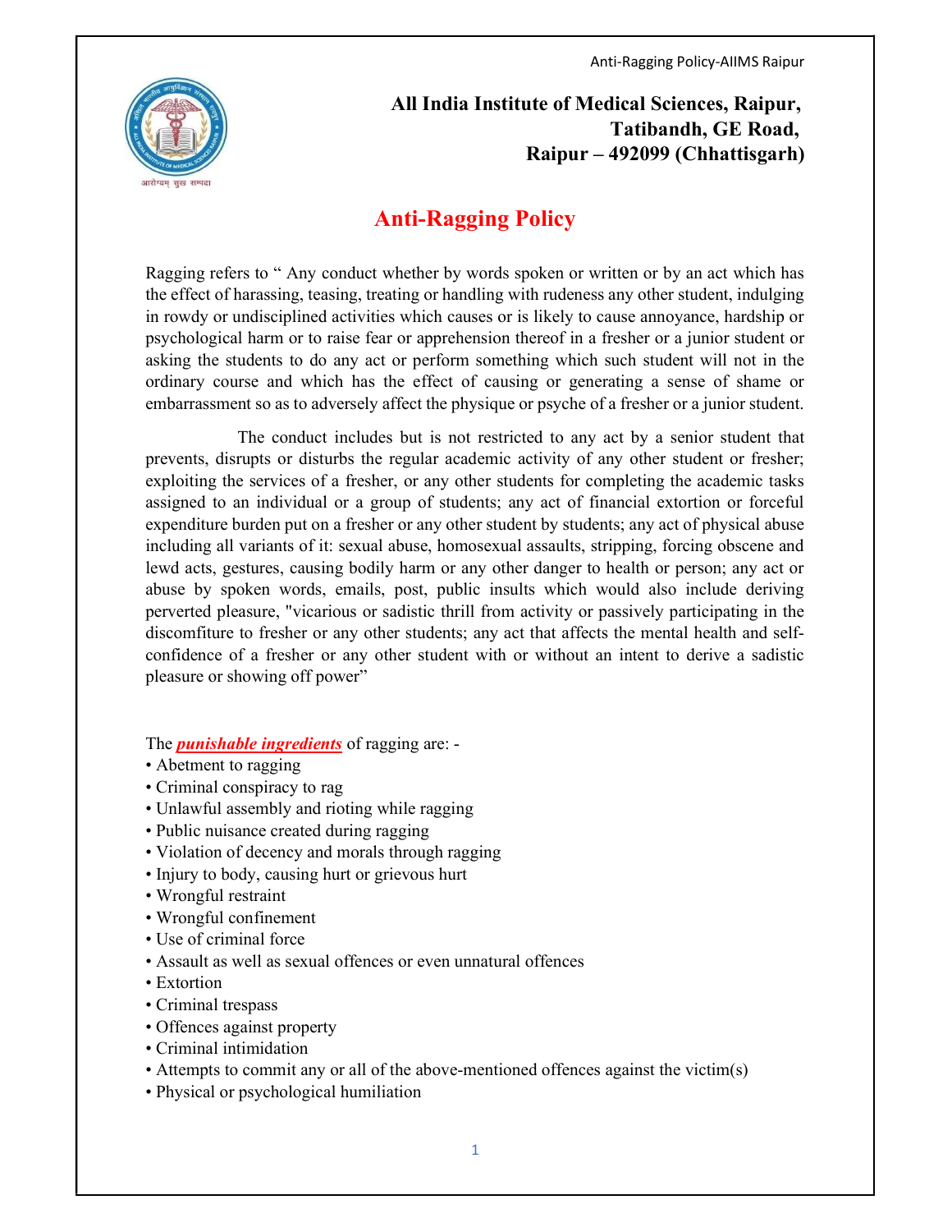**All India Institute of Medical Sciences, Raipur,**
**Tatibandh, GE Road,**
**Raipur – 492099 (Chhattisgarh)**

# Anti-Ragging Policy

Ragging refers to " Any conduct whether by words spoken or written or by an act which has the effect of harassing, teasing, treating or handling with rudeness any other student, indulging in rowdy or undisciplined activities which causes or is likely to cause annoyance, hardship or psychological harm or to raise fear or apprehension thereof in a fresher or a junior student or asking the students to do any act or perform something which such student will not in the ordinary course and which has the effect of causing or generating a sense of shame or embarrassment so as to adversely affect the physique or psyche of a fresher or a junior student.

The conduct includes but is not restricted to any act by a senior student that prevents, disrupts or disturbs the regular academic activity of any other student or fresher; exploiting the services of a fresher, or any other students for completing the academic tasks assigned to an individual or a group of students; any act of financial extortion or forceful expenditure burden put on a fresher or any other student by students; any act of physical abuse including all variants of it: sexual abuse, homosexual assaults, stripping, forcing obscene and lewd acts, gestures, causing bodily harm or any other danger to health or person; any act or abuse by spoken words, emails, post, public insults which would also include deriving perverted pleasure, "vicarious or sadistic thrill from activity or passively participating in the discomfiture to fresher or any other students; any act that affects the mental health and self-confidence of a fresher or any other student with or without an intent to derive a sadistic pleasure or showing off power"

The ***punishable ingredients*** of ragging are: -

- Abetment to ragging
- Criminal conspiracy to rag
- Unlawful assembly and rioting while ragging
- Public nuisance created during ragging
- Violation of decency and morals through ragging
- Injury to body, causing hurt or grievous hurt
- Wrongful restraint
- Wrongful confinement
- Use of criminal force
- Assault as well as sexual offences or even unnatural offences
- Extortion
- Criminal trespass
- Offences against property
- Criminal intimidation
- Attempts to commit any or all of the above-mentioned offences against the victim(s)
- Physical or psychological humiliation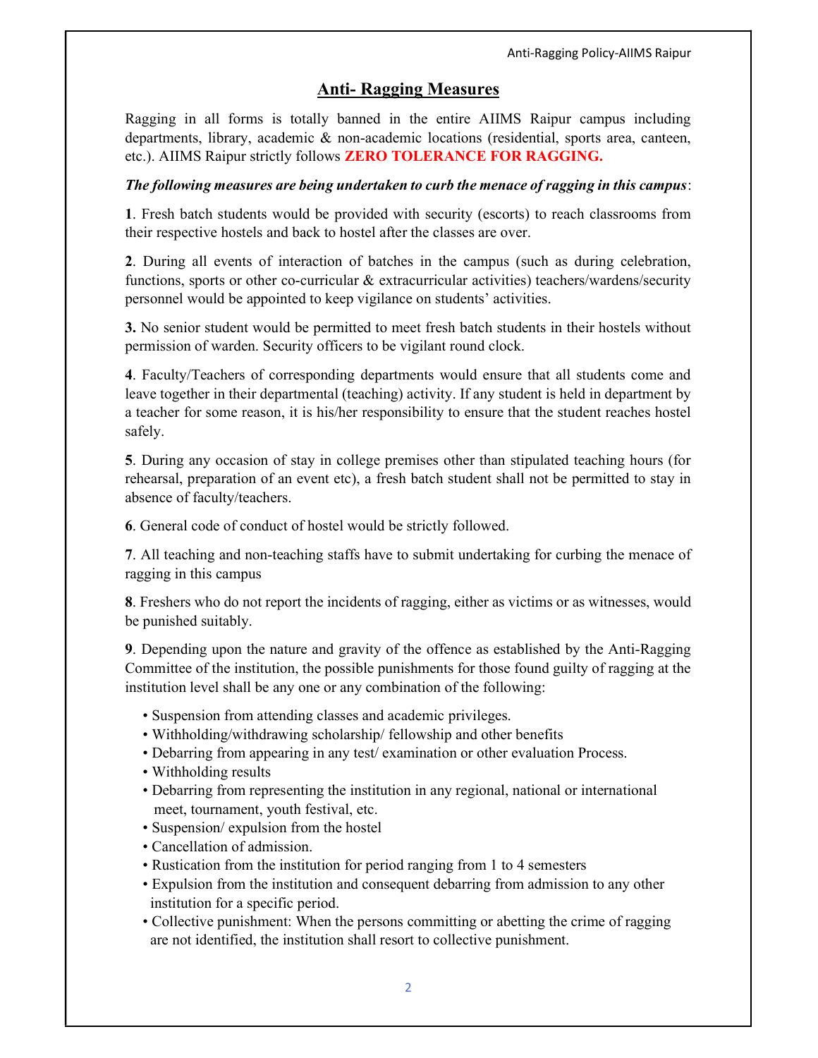## Anti- Ragging Measures

Ragging in all forms is totally banned in the entire AIIMS Raipur campus including departments, library, academic & non-academic locations (residential, sports area, canteen, etc.). AIIMS Raipur strictly follows **ZERO TOLERANCE FOR RAGGING.**

***The following measures are being undertaken to curb the menace of ragging in this campus***:

**1**. Fresh batch students would be provided with security (escorts) to reach classrooms from their respective hostels and back to hostel after the classes are over.

**2**. During all events of interaction of batches in the campus (such as during celebration, functions, sports or other co-curricular & extracurricular activities) teachers/wardens/security personnel would be appointed to keep vigilance on students' activities.

**3.** No senior student would be permitted to meet fresh batch students in their hostels without permission of warden. Security officers to be vigilant round clock.

**4**. Faculty/Teachers of corresponding departments would ensure that all students come and leave together in their departmental (teaching) activity. If any student is held in department by a teacher for some reason, it is his/her responsibility to ensure that the student reaches hostel safely.

**5**. During any occasion of stay in college premises other than stipulated teaching hours (for rehearsal, preparation of an event etc), a fresh batch student shall not be permitted to stay in absence of faculty/teachers.

**6**. General code of conduct of hostel would be strictly followed.

**7**. All teaching and non-teaching staffs have to submit undertaking for curbing the menace of ragging in this campus

**8**. Freshers who do not report the incidents of ragging, either as victims or as witnesses, would be punished suitably.

**9**. Depending upon the nature and gravity of the offence as established by the Anti-Ragging Committee of the institution, the possible punishments for those found guilty of ragging at the institution level shall be any one or any combination of the following:

- Suspension from attending classes and academic privileges.
- Withholding/withdrawing scholarship/ fellowship and other benefits
- Debarring from appearing in any test/ examination or other evaluation Process.
- Withholding results
- Debarring from representing the institution in any regional, national or international meet, tournament, youth festival, etc.
- Suspension/ expulsion from the hostel
- Cancellation of admission.
- Rustication from the institution for period ranging from 1 to 4 semesters
- Expulsion from the institution and consequent debarring from admission to any other institution for a specific period.
- Collective punishment: When the persons committing or abetting the crime of ragging are not identified, the institution shall resort to collective punishment.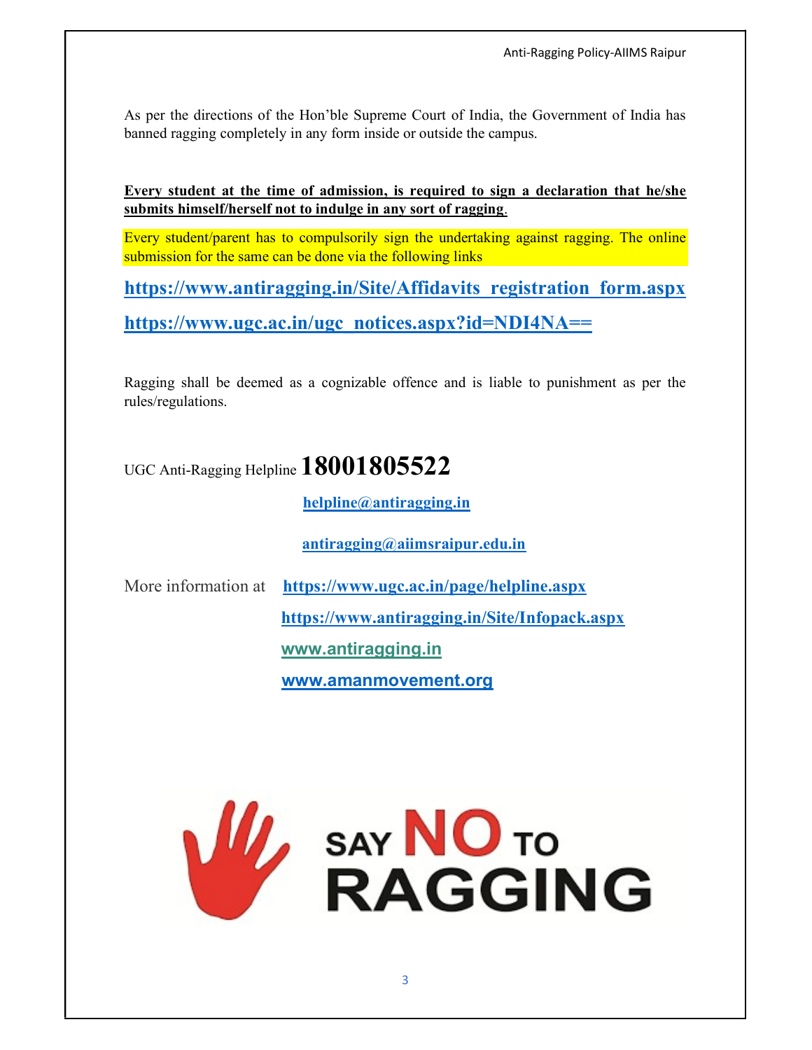As per the directions of the Hon'ble Supreme Court of India, the Government of India has banned ragging completely in any form inside or outside the campus.

**Every student at the time of admission, is required to sign a declaration that he/she submits himself/herself not to indulge in any sort of ragging**.

Every student/parent has to compulsorily sign the undertaking against ragging. The online submission for the same can be done via the following links

**https://www.antiragging.in/Site/Affidavits_registration_form.aspx**

**https://www.ugc.ac.in/ugc_notices.aspx?id=NDI4NA==**

Ragging shall be deemed as a cognizable offence and is liable to punishment as per the rules/regulations.

UGC Anti-Ragging Helpline **18001805522**

**helpline@antiragging.in**

**antiragging@aiimsraipur.edu.in**

More information at **https://www.ugc.ac.in/page/helpline.aspx**

**https://www.antiragging.in/Site/Infopack.aspx**

**www.antiragging.in**

**www.amanmovement.org**

SAY NO TO RAGGING